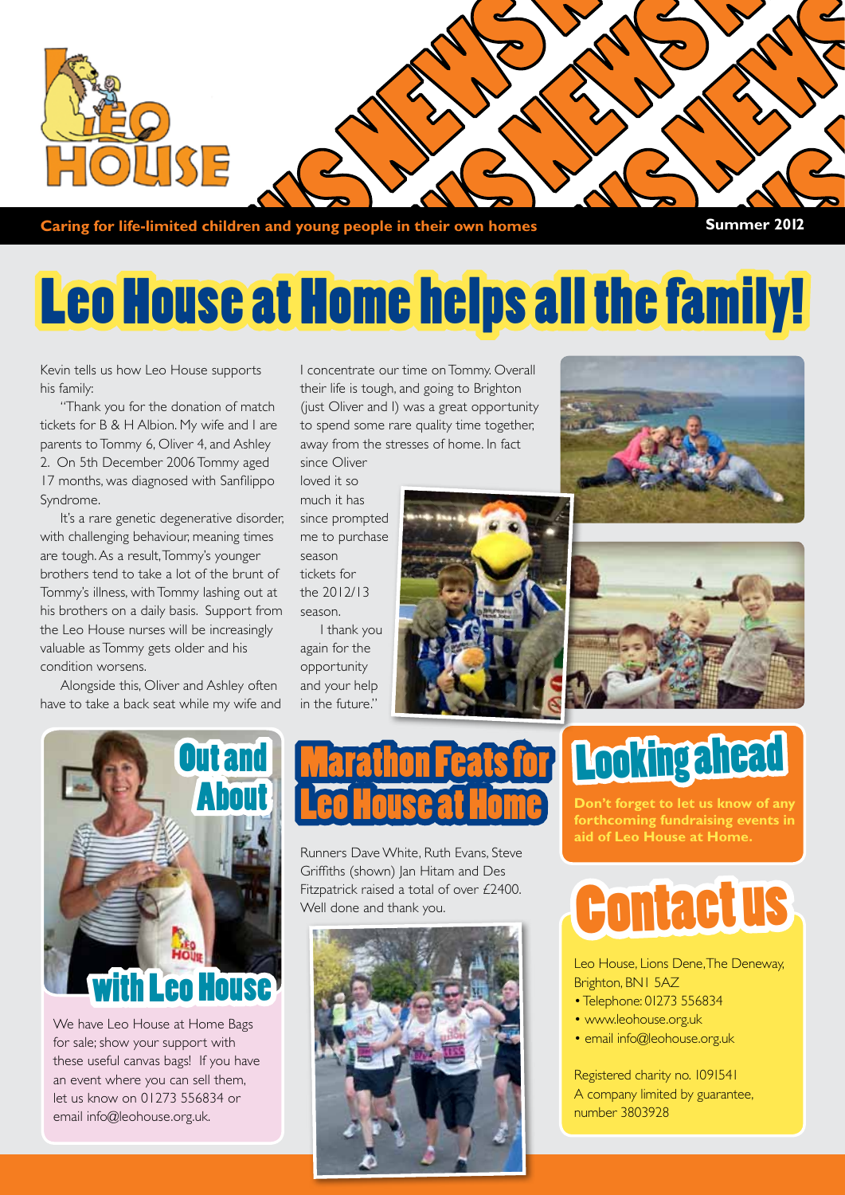# LEO HOUSE

**Caring for life-limited children and young people in their own homes**

**Summer 2012**

# Leo House at Home helps all the family!

Kevin tells us how Leo House supports his family:

"Thank you for the donation of match tickets for B & H Albion. My wife and I are parents to Tommy 6, Oliver 4, and Ashley 2. On 5th December 2006 Tommy aged 17 months, was diagnosed with Sanfilippo Syndrome.

It's a rare genetic degenerative disorder, with challenging behaviour, meaning times are tough. As a result, Tommy's younger brothers tend to take a lot of the brunt of Tommy's illness, with Tommy lashing out at his brothers on a daily basis. Support from the Leo House nurses will be increasingly valuable as Tommy gets older and his condition worsens.

Alongside this, Oliver and Ashley often have to take a back seat while my wife and I concentrate our time on Tommy. Overall their life is tough, and going to Brighton (just Oliver and I) was a great opportunity to spend some rare quality time together, away from the stresses of home. In fact since Oliver loved it so much it has since prompted me to purchase season tickets for the 2012/13 season.

I thank you again for the opportunity and your help in the future."

## Out and About with Leo House

We have Leo House at Home Bags for sale; show your support with these useful canvas bags! If you have an event where you can sell them, let us know on 01273 556834 or email info@leohouse.org.uk.

## Marathon Feats for Leo House at Home

Runners Dave White, Ruth Evans, Steve Griffiths (shown) Jan Hitam and Des Fitzpatrick raised a total of over £2400. Well done and thank you.

## Looking ahead

**Don't forget to let us know of any forthcoming fundraising events in aid of Leo House at Home.**

## Contact us

Leo House, Lions Dene, The Deneway, Brighton, BN1 5AZ

- Telephone: 01273 556834
- www.leohouse.org.uk
- email info@leohouse.org.uk

Registered charity no. 1091541
A company limited by guarantee, number 3803928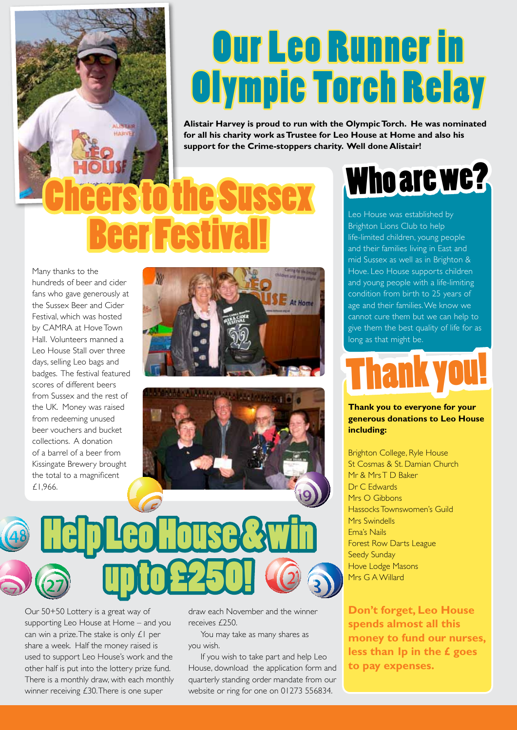# Our Leo Runner in Olympic Torch Relay

**Alistair Harvey is proud to run with the Olympic Torch. He was nominated for all his charity work as Trustee for Leo House at Home and also his support for the Crime-stoppers charity. Well done Alistair!**

## Cheers to the Sussex Beer Festival!

Many thanks to the hundreds of beer and cider fans who gave generously at the Sussex Beer and Cider Festival, which was hosted by CAMRA at Hove Town Hall. Volunteers manned a Leo House Stall over three days, selling Leo bags and badges. The festival featured scores of different beers from Sussex and the rest of the UK. Money was raised from redeeming unused beer vouchers and bucket collections. A donation of a barrel of a beer from Kissingate Brewery brought the total to a magnificent £1,966.

## Help Leo House & win up to £250!

Our 50+50 Lottery is a great way of supporting Leo House at Home – and you can win a prize. The stake is only £1 per share a week. Half the money raised is used to support Leo House's work and the other half is put into the lottery prize fund. There is a monthly draw, with each monthly winner receiving £30. There is one super draw each November and the winner receives £250.

You may take as many shares as you wish.

If you wish to take part and help Leo House, download the application form and quarterly standing order mandate from our website or ring for one on 01273 556834.

## Who are we?

Leo House was established by Brighton Lions Club to help life-limited children, young people and their families living in East and mid Sussex as well as in Brighton & Hove. Leo House supports children and young people with a life-limiting condition from birth to 25 years of age and their families. We know we cannot cure them but we can help to give them the best quality of life for as long as that might be.

## Thank you!

**Thank you to everyone for your generous donations to Leo House including:**

Brighton College, Ryle House
St Cosmas & St. Damian Church
Mr & Mrs T D Baker
Dr C Edwards
Mrs O Gibbons
Hassocks Townswomen's Guild
Mrs Swindells
Ema's Nails
Forest Row Darts League
Seedy Sunday
Hove Lodge Masons
Mrs G A Willard

**Don't forget, Leo House spends almost all this money to fund our nurses, less than 1p in the £ goes to pay expenses.**